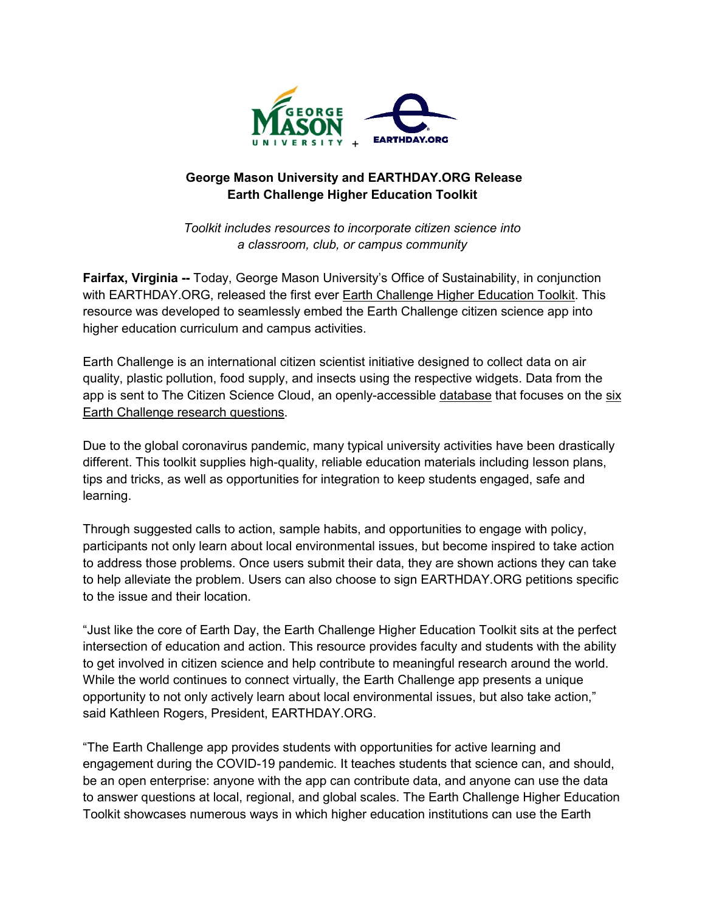# George Mason University and EARTHDAY.ORG Release Earth Challenge Higher Education Toolkit

*Toolkit includes resources to incorporate citizen science into a classroom, club, or campus community*

**Fairfax, Virginia --** Today, George Mason University's Office of Sustainability, in conjunction with EARTHDAY.ORG, released the first ever Earth Challenge Higher Education Toolkit. This resource was developed to seamlessly embed the Earth Challenge citizen science app into higher education curriculum and campus activities.

Earth Challenge is an international citizen scientist initiative designed to collect data on air quality, plastic pollution, food supply, and insects using the respective widgets. Data from the app is sent to The Citizen Science Cloud, an openly-accessible database that focuses on the six Earth Challenge research questions.

Due to the global coronavirus pandemic, many typical university activities have been drastically different. This toolkit supplies high-quality, reliable education materials including lesson plans, tips and tricks, as well as opportunities for integration to keep students engaged, safe and learning.

Through suggested calls to action, sample habits, and opportunities to engage with policy, participants not only learn about local environmental issues, but become inspired to take action to address those problems. Once users submit their data, they are shown actions they can take to help alleviate the problem. Users can also choose to sign EARTHDAY.ORG petitions specific to the issue and their location.

"Just like the core of Earth Day, the Earth Challenge Higher Education Toolkit sits at the perfect intersection of education and action. This resource provides faculty and students with the ability to get involved in citizen science and help contribute to meaningful research around the world. While the world continues to connect virtually, the Earth Challenge app presents a unique opportunity to not only actively learn about local environmental issues, but also take action," said Kathleen Rogers, President, EARTHDAY.ORG.

"The Earth Challenge app provides students with opportunities for active learning and engagement during the COVID-19 pandemic. It teaches students that science can, and should, be an open enterprise: anyone with the app can contribute data, and anyone can use the data to answer questions at local, regional, and global scales. The Earth Challenge Higher Education Toolkit showcases numerous ways in which higher education institutions can use the Earth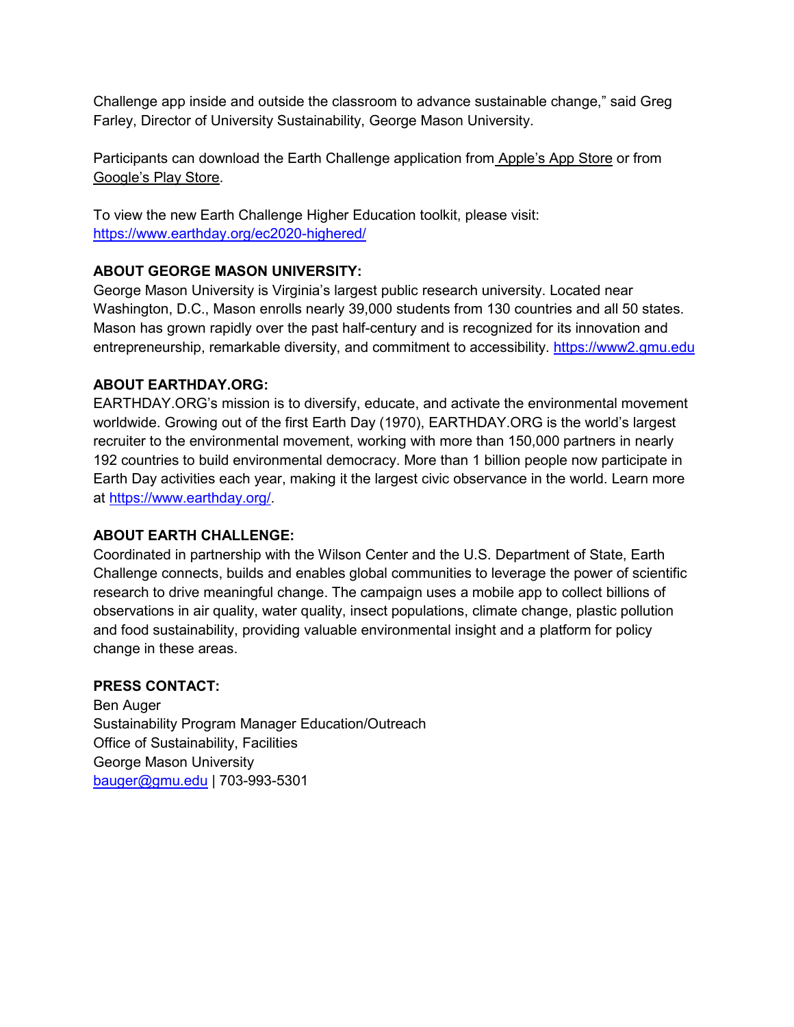Challenge app inside and outside the classroom to advance sustainable change," said Greg Farley, Director of University Sustainability, George Mason University.

Participants can download the Earth Challenge application from Apple's App Store or from Google's Play Store.

To view the new Earth Challenge Higher Education toolkit, please visit: https://www.earthday.org/ec2020-highered/

**ABOUT GEORGE MASON UNIVERSITY:**
George Mason University is Virginia's largest public research university. Located near Washington, D.C., Mason enrolls nearly 39,000 students from 130 countries and all 50 states. Mason has grown rapidly over the past half-century and is recognized for its innovation and entrepreneurship, remarkable diversity, and commitment to accessibility. https://www2.gmu.edu

**ABOUT EARTHDAY.ORG:**
EARTHDAY.ORG's mission is to diversify, educate, and activate the environmental movement worldwide. Growing out of the first Earth Day (1970), EARTHDAY.ORG is the world's largest recruiter to the environmental movement, working with more than 150,000 partners in nearly 192 countries to build environmental democracy. More than 1 billion people now participate in Earth Day activities each year, making it the largest civic observance in the world. Learn more at https://www.earthday.org/.

**ABOUT EARTH CHALLENGE:**
Coordinated in partnership with the Wilson Center and the U.S. Department of State, Earth Challenge connects, builds and enables global communities to leverage the power of scientific research to drive meaningful change. The campaign uses a mobile app to collect billions of observations in air quality, water quality, insect populations, climate change, plastic pollution and food sustainability, providing valuable environmental insight and a platform for policy change in these areas.

**PRESS CONTACT:**
Ben Auger
Sustainability Program Manager Education/Outreach
Office of Sustainability, Facilities
George Mason University
bauger@gmu.edu | 703-993-5301